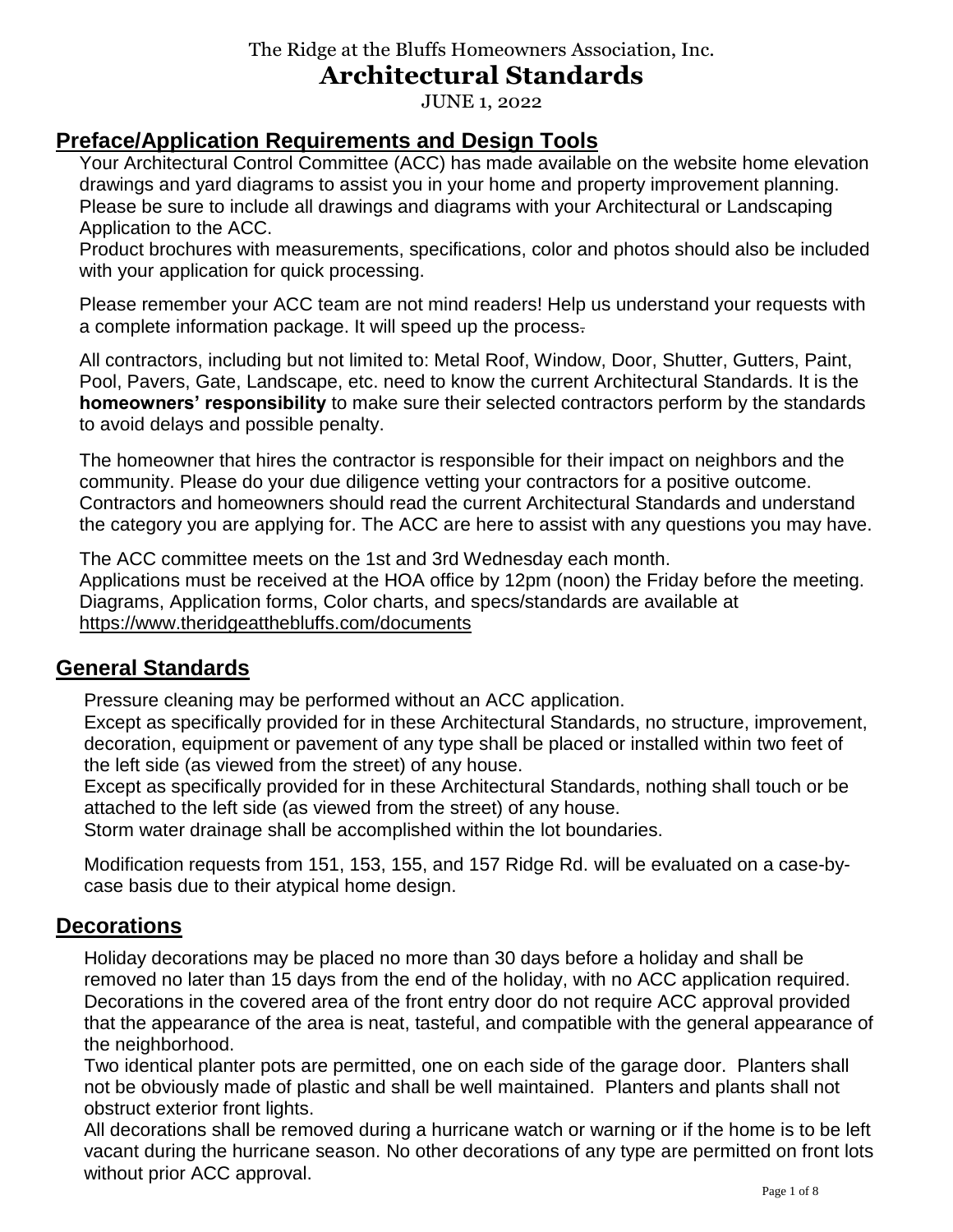The Ridge at the Bluffs Homeowners Association, Inc.

# Architectural Standards

JUNE 1, 2022

## Preface/Application Requirements and Design Tools

Your Architectural Control Committee (ACC) has made available on the website home elevation drawings and yard diagrams to assist you in your home and property improvement planning. Please be sure to include all drawings and diagrams with your Architectural or Landscaping Application to the ACC.
Product brochures with measurements, specifications, color and photos should also be included with your application for quick processing.

Please remember your ACC team are not mind readers! Help us understand your requests with a complete information package. It will speed up the process.

All contractors, including but not limited to: Metal Roof, Window, Door, Shutter, Gutters, Paint, Pool, Pavers, Gate, Landscape, etc. need to know the current Architectural Standards. It is the **homeowners' responsibility** to make sure their selected contractors perform by the standards to avoid delays and possible penalty.

The homeowner that hires the contractor is responsible for their impact on neighbors and the community. Please do your due diligence vetting your contractors for a positive outcome. Contractors and homeowners should read the current Architectural Standards and understand the category you are applying for. The ACC are here to assist with any questions you may have.

The ACC committee meets on the 1st and 3rd Wednesday each month.
Applications must be received at the HOA office by 12pm (noon) the Friday before the meeting.
Diagrams, Application forms, Color charts, and specs/standards are available at https://www.theridgeatthebluffs.com/documents

## General Standards

Pressure cleaning may be performed without an ACC application.
Except as specifically provided for in these Architectural Standards, no structure, improvement, decoration, equipment or pavement of any type shall be placed or installed within two feet of the left side (as viewed from the street) of any house.
Except as specifically provided for in these Architectural Standards, nothing shall touch or be attached to the left side (as viewed from the street) of any house.
Storm water drainage shall be accomplished within the lot boundaries.

Modification requests from 151, 153, 155, and 157 Ridge Rd. will be evaluated on a case-by-case basis due to their atypical home design.

## Decorations

Holiday decorations may be placed no more than 30 days before a holiday and shall be removed no later than 15 days from the end of the holiday, with no ACC application required.
Decorations in the covered area of the front entry door do not require ACC approval provided that the appearance of the area is neat, tasteful, and compatible with the general appearance of the neighborhood.
Two identical planter pots are permitted, one on each side of the garage door. Planters shall not be obviously made of plastic and shall be well maintained. Planters and plants shall not obstruct exterior front lights.
All decorations shall be removed during a hurricane watch or warning or if the home is to be left vacant during the hurricane season. No other decorations of any type are permitted on front lots without prior ACC approval.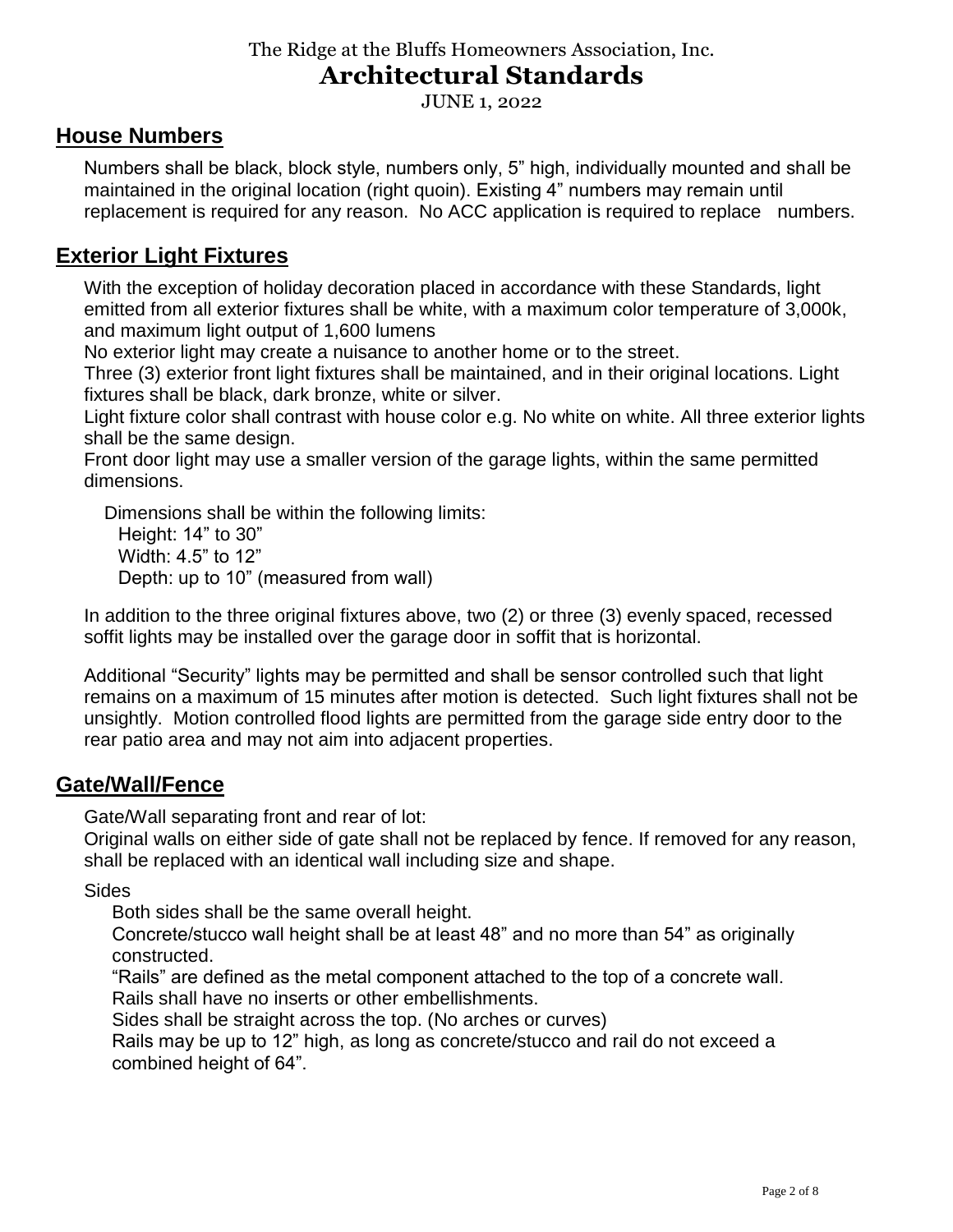The Ridge at the Bluffs Homeowners Association, Inc.

# Architectural Standards

JUNE 1, 2022

## House Numbers

Numbers shall be black, block style, numbers only, 5" high, individually mounted and shall be maintained in the original location (right quoin). Existing 4" numbers may remain until replacement is required for any reason. No ACC application is required to replace numbers.

## Exterior Light Fixtures

With the exception of holiday decoration placed in accordance with these Standards, light emitted from all exterior fixtures shall be white, with a maximum color temperature of 3,000k, and maximum light output of 1,600 lumens

No exterior light may create a nuisance to another home or to the street.

Three (3) exterior front light fixtures shall be maintained, and in their original locations. Light fixtures shall be black, dark bronze, white or silver.

Light fixture color shall contrast with house color e.g. No white on white. All three exterior lights shall be the same design.

Front door light may use a smaller version of the garage lights, within the same permitted dimensions.

Dimensions shall be within the following limits:
- Height: 14" to 30"
- Width: 4.5" to 12"
- Depth: up to 10" (measured from wall)

In addition to the three original fixtures above, two (2) or three (3) evenly spaced, recessed soffit lights may be installed over the garage door in soffit that is horizontal.

Additional "Security" lights may be permitted and shall be sensor controlled such that light remains on a maximum of 15 minutes after motion is detected. Such light fixtures shall not be unsightly. Motion controlled flood lights are permitted from the garage side entry door to the rear patio area and may not aim into adjacent properties.

## Gate/Wall/Fence

Gate/Wall separating front and rear of lot:

Original walls on either side of gate shall not be replaced by fence. If removed for any reason, shall be replaced with an identical wall including size and shape.

Sides

Both sides shall be the same overall height.

Concrete/stucco wall height shall be at least 48" and no more than 54" as originally constructed.

"Rails" are defined as the metal component attached to the top of a concrete wall.

Rails shall have no inserts or other embellishments.

Sides shall be straight across the top. (No arches or curves)

Rails may be up to 12" high, as long as concrete/stucco and rail do not exceed a combined height of 64".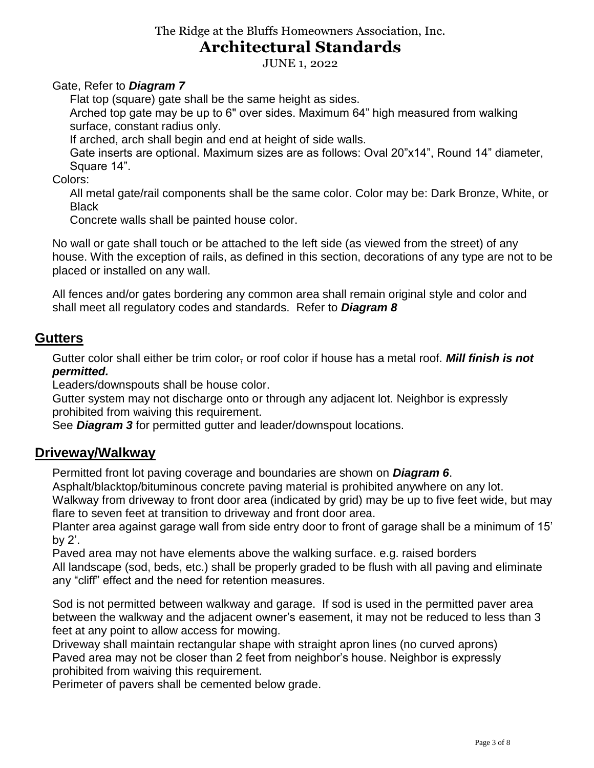Gate, Refer to ***Diagram 7***

Flat top (square) gate shall be the same height as sides.

Arched top gate may be up to 6" over sides. Maximum 64" high measured from walking surface, constant radius only.

If arched, arch shall begin and end at height of side walls.

Gate inserts are optional. Maximum sizes are as follows: Oval 20"x14", Round 14" diameter, Square 14".

Colors:

All metal gate/rail components shall be the same color. Color may be: Dark Bronze, White, or Black

Concrete walls shall be painted house color.

No wall or gate shall touch or be attached to the left side (as viewed from the street) of any house. With the exception of rails, as defined in this section, decorations of any type are not to be placed or installed on any wall.

All fences and/or gates bordering any common area shall remain original style and color and shall meet all regulatory codes and standards. Refer to ***Diagram 8***

## Gutters

Gutter color shall either be trim color~~,~~ or roof color if house has a metal roof. ***Mill finish is not permitted.***

Leaders/downspouts shall be house color.

Gutter system may not discharge onto or through any adjacent lot. Neighbor is expressly prohibited from waiving this requirement.

See ***Diagram 3*** for permitted gutter and leader/downspout locations.

## Driveway/Walkway

Permitted front lot paving coverage and boundaries are shown on ***Diagram 6***.

Asphalt/blacktop/bituminous concrete paving material is prohibited anywhere on any lot.

Walkway from driveway to front door area (indicated by grid) may be up to five feet wide, but may flare to seven feet at transition to driveway and front door area.

Planter area against garage wall from side entry door to front of garage shall be a minimum of 15' by 2'.

Paved area may not have elements above the walking surface. e.g. raised borders

All landscape (sod, beds, etc.) shall be properly graded to be flush with all paving and eliminate any "cliff" effect and the need for retention measures.

Sod is not permitted between walkway and garage. If sod is used in the permitted paver area between the walkway and the adjacent owner's easement, it may not be reduced to less than 3 feet at any point to allow access for mowing.

Driveway shall maintain rectangular shape with straight apron lines (no curved aprons)

Paved area may not be closer than 2 feet from neighbor's house. Neighbor is expressly prohibited from waiving this requirement.

Perimeter of pavers shall be cemented below grade.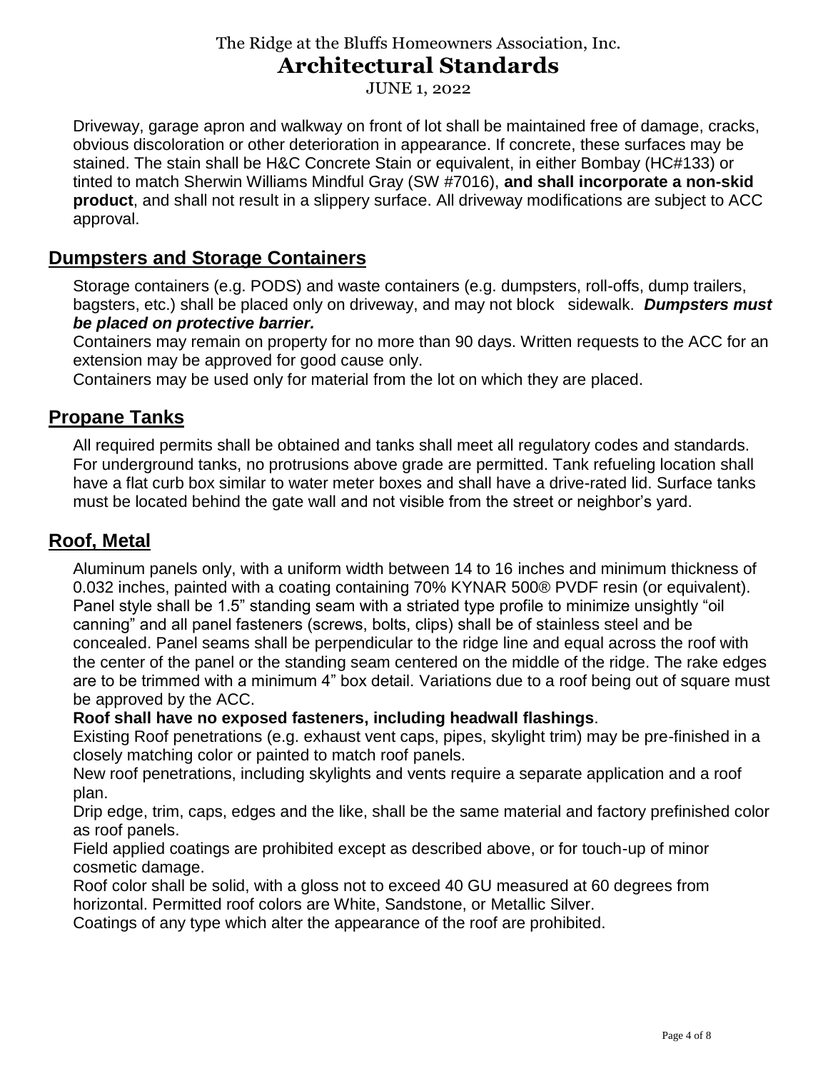Driveway, garage apron and walkway on front of lot shall be maintained free of damage, cracks, obvious discoloration or other deterioration in appearance. If concrete, these surfaces may be stained. The stain shall be H&C Concrete Stain or equivalent, in either Bombay (HC#133) or tinted to match Sherwin Williams Mindful Gray (SW #7016), **and shall incorporate a non-skid product**, and shall not result in a slippery surface. All driveway modifications are subject to ACC approval.

## Dumpsters and Storage Containers

Storage containers (e.g. PODS) and waste containers (e.g. dumpsters, roll-offs, dump trailers, bagsters, etc.) shall be placed only on driveway, and may not block sidewalk. ***Dumpsters must be placed on protective barrier.***

Containers may remain on property for no more than 90 days. Written requests to the ACC for an extension may be approved for good cause only.

Containers may be used only for material from the lot on which they are placed.

## Propane Tanks

All required permits shall be obtained and tanks shall meet all regulatory codes and standards. For underground tanks, no protrusions above grade are permitted. Tank refueling location shall have a flat curb box similar to water meter boxes and shall have a drive-rated lid. Surface tanks must be located behind the gate wall and not visible from the street or neighbor's yard.

## Roof, Metal

Aluminum panels only, with a uniform width between 14 to 16 inches and minimum thickness of 0.032 inches, painted with a coating containing 70% KYNAR 500® PVDF resin (or equivalent). Panel style shall be 1.5" standing seam with a striated type profile to minimize unsightly "oil canning" and all panel fasteners (screws, bolts, clips) shall be of stainless steel and be concealed. Panel seams shall be perpendicular to the ridge line and equal across the roof with the center of the panel or the standing seam centered on the middle of the ridge. The rake edges are to be trimmed with a minimum 4" box detail. Variations due to a roof being out of square must be approved by the ACC.

**Roof shall have no exposed fasteners, including headwall flashings**.

Existing Roof penetrations (e.g. exhaust vent caps, pipes, skylight trim) may be pre-finished in a closely matching color or painted to match roof panels.

New roof penetrations, including skylights and vents require a separate application and a roof plan.

Drip edge, trim, caps, edges and the like, shall be the same material and factory prefinished color as roof panels.

Field applied coatings are prohibited except as described above, or for touch-up of minor cosmetic damage.

Roof color shall be solid, with a gloss not to exceed 40 GU measured at 60 degrees from horizontal. Permitted roof colors are White, Sandstone, or Metallic Silver.

Coatings of any type which alter the appearance of the roof are prohibited.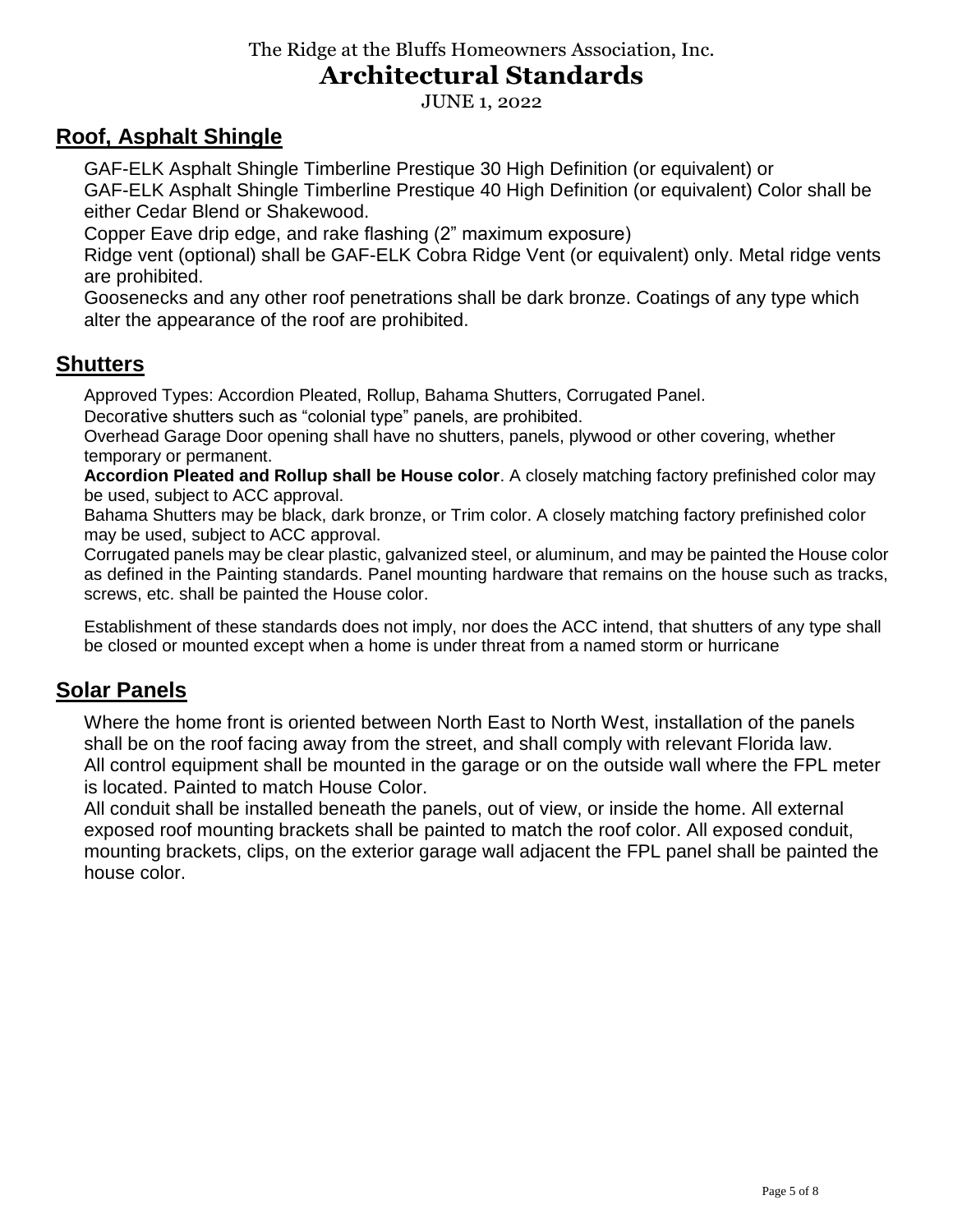## Roof, Asphalt Shingle

GAF-ELK Asphalt Shingle Timberline Prestique 30 High Definition (or equivalent) or
GAF-ELK Asphalt Shingle Timberline Prestique 40 High Definition (or equivalent) Color shall be either Cedar Blend or Shakewood.
Copper Eave drip edge, and rake flashing (2" maximum exposure)
Ridge vent (optional) shall be GAF-ELK Cobra Ridge Vent (or equivalent) only. Metal ridge vents are prohibited.
Goosenecks and any other roof penetrations shall be dark bronze. Coatings of any type which alter the appearance of the roof are prohibited.

## Shutters

Approved Types: Accordion Pleated, Rollup, Bahama Shutters, Corrugated Panel.
Decorative shutters such as "colonial type" panels, are prohibited.
Overhead Garage Door opening shall have no shutters, panels, plywood or other covering, whether temporary or permanent.
**Accordion Pleated and Rollup shall be House color**. A closely matching factory prefinished color may be used, subject to ACC approval.
Bahama Shutters may be black, dark bronze, or Trim color. A closely matching factory prefinished color may be used, subject to ACC approval.
Corrugated panels may be clear plastic, galvanized steel, or aluminum, and may be painted the House color as defined in the Painting standards. Panel mounting hardware that remains on the house such as tracks, screws, etc. shall be painted the House color.

Establishment of these standards does not imply, nor does the ACC intend, that shutters of any type shall be closed or mounted except when a home is under threat from a named storm or hurricane

## Solar Panels

Where the home front is oriented between North East to North West, installation of the panels shall be on the roof facing away from the street, and shall comply with relevant Florida law.
All control equipment shall be mounted in the garage or on the outside wall where the FPL meter is located. Painted to match House Color.
All conduit shall be installed beneath the panels, out of view, or inside the home. All external exposed roof mounting brackets shall be painted to match the roof color. All exposed conduit, mounting brackets, clips, on the exterior garage wall adjacent the FPL panel shall be painted the house color.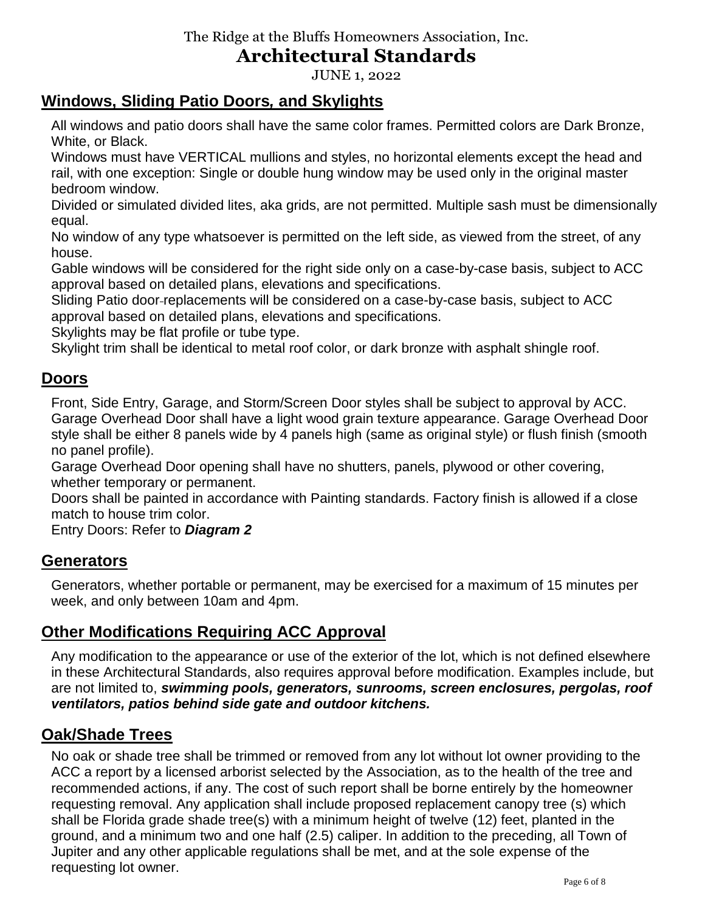# The Ridge at the Bluffs Homeowners Association, Inc.

# Architectural Standards

JUNE 1, 2022

## Windows, Sliding Patio Doors, and Skylights

All windows and patio doors shall have the same color frames. Permitted colors are Dark Bronze, White, or Black.

Windows must have VERTICAL mullions and styles, no horizontal elements except the head and rail, with one exception: Single or double hung window may be used only in the original master bedroom window.

Divided or simulated divided lites, aka grids, are not permitted. Multiple sash must be dimensionally equal.

No window of any type whatsoever is permitted on the left side, as viewed from the street, of any house.

Gable windows will be considered for the right side only on a case-by-case basis, subject to ACC approval based on detailed plans, elevations and specifications.

Sliding Patio door replacements will be considered on a case-by-case basis, subject to ACC approval based on detailed plans, elevations and specifications.

Skylights may be flat profile or tube type.

Skylight trim shall be identical to metal roof color, or dark bronze with asphalt shingle roof.

## Doors

Front, Side Entry, Garage, and Storm/Screen Door styles shall be subject to approval by ACC.

Garage Overhead Door shall have a light wood grain texture appearance. Garage Overhead Door style shall be either 8 panels wide by 4 panels high (same as original style) or flush finish (smooth no panel profile).

Garage Overhead Door opening shall have no shutters, panels, plywood or other covering, whether temporary or permanent.

Doors shall be painted in accordance with Painting standards. Factory finish is allowed if a close match to house trim color.

Entry Doors: Refer to ***Diagram 2***

## Generators

Generators, whether portable or permanent, may be exercised for a maximum of 15 minutes per week, and only between 10am and 4pm.

## Other Modifications Requiring ACC Approval

Any modification to the appearance or use of the exterior of the lot, which is not defined elsewhere in these Architectural Standards, also requires approval before modification. Examples include, but are not limited to, ***swimming pools, generators, sunrooms, screen enclosures, pergolas, roof ventilators, patios behind side gate and outdoor kitchens.***

## Oak/Shade Trees

No oak or shade tree shall be trimmed or removed from any lot without lot owner providing to the ACC a report by a licensed arborist selected by the Association, as to the health of the tree and recommended actions, if any. The cost of such report shall be borne entirely by the homeowner requesting removal. Any application shall include proposed replacement canopy tree (s) which shall be Florida grade shade tree(s) with a minimum height of twelve (12) feet, planted in the ground, and a minimum two and one half (2.5) caliper. In addition to the preceding, all Town of Jupiter and any other applicable regulations shall be met, and at the sole expense of the requesting lot owner.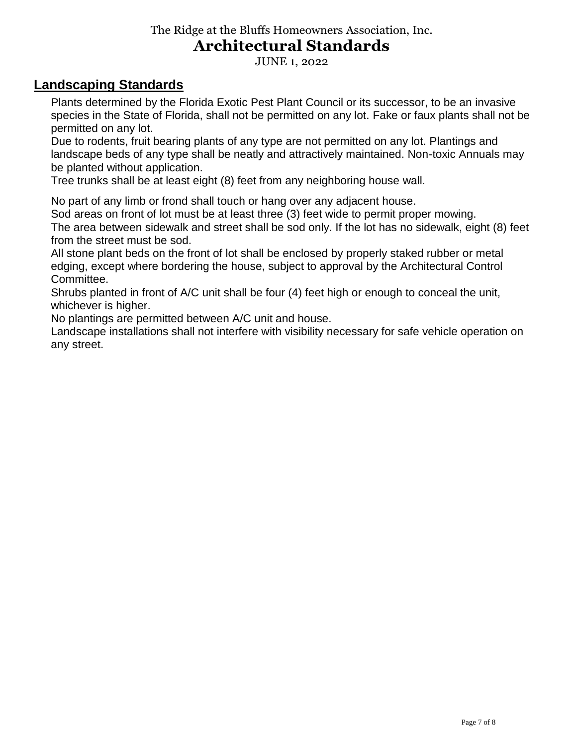## Landscaping Standards

Plants determined by the Florida Exotic Pest Plant Council or its successor, to be an invasive species in the State of Florida, shall not be permitted on any lot. Fake or faux plants shall not be permitted on any lot.

Due to rodents, fruit bearing plants of any type are not permitted on any lot. Plantings and landscape beds of any type shall be neatly and attractively maintained. Non-toxic Annuals may be planted without application.

Tree trunks shall be at least eight (8) feet from any neighboring house wall.

No part of any limb or frond shall touch or hang over any adjacent house.

Sod areas on front of lot must be at least three (3) feet wide to permit proper mowing.

The area between sidewalk and street shall be sod only. If the lot has no sidewalk, eight (8) feet from the street must be sod.

All stone plant beds on the front of lot shall be enclosed by properly staked rubber or metal edging, except where bordering the house, subject to approval by the Architectural Control Committee.

Shrubs planted in front of A/C unit shall be four (4) feet high or enough to conceal the unit, whichever is higher.

No plantings are permitted between A/C unit and house.

Landscape installations shall not interfere with visibility necessary for safe vehicle operation on any street.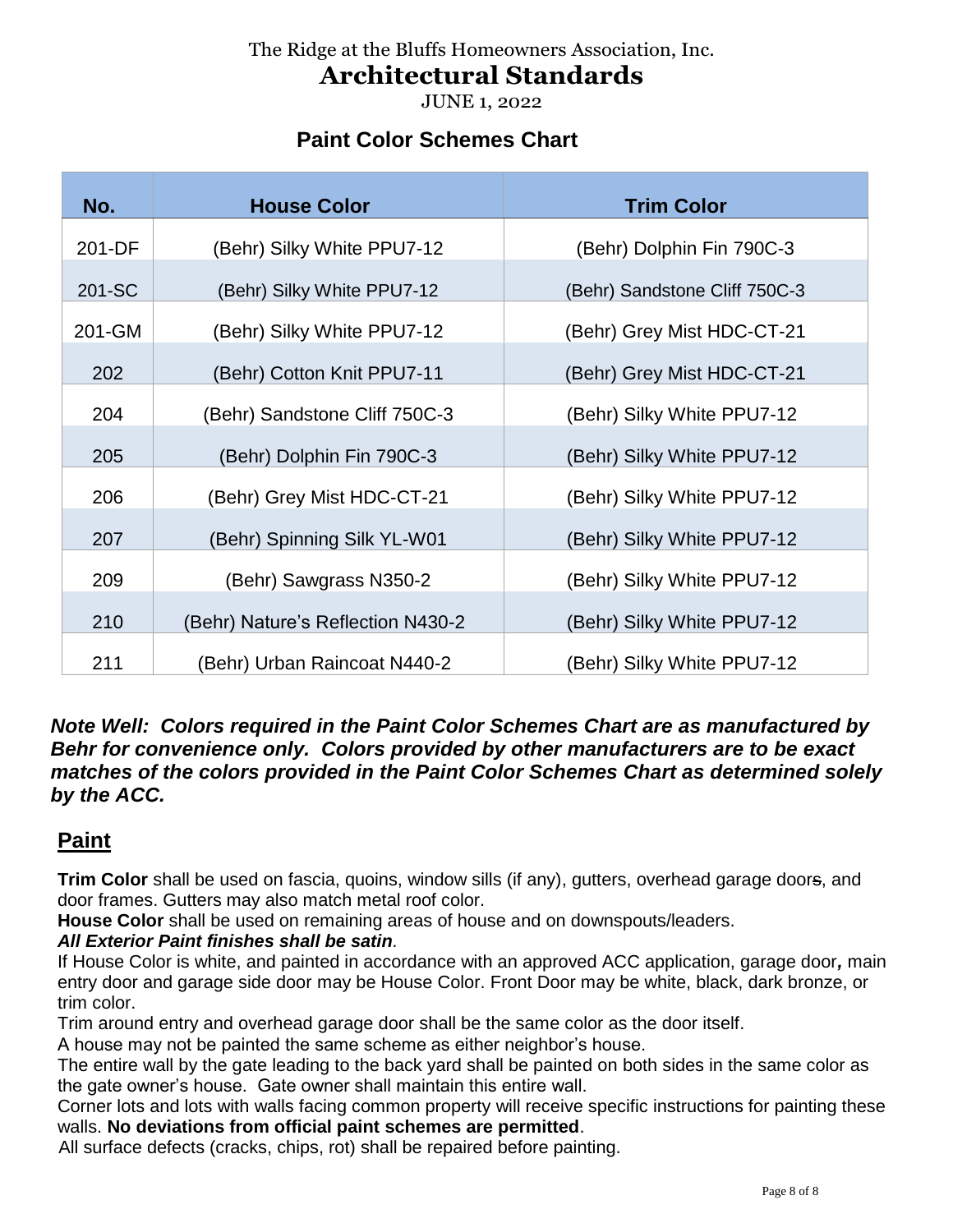The Ridge at the Bluffs Homeowners Association, Inc.

# Architectural Standards

JUNE 1, 2022

## Paint Color Schemes Chart

| No. | House Color | Trim Color |
|---|---|---|
| 201-DF | (Behr) Silky White PPU7-12 | (Behr) Dolphin Fin 790C-3 |
| 201-SC | (Behr) Silky White PPU7-12 | (Behr) Sandstone Cliff 750C-3 |
| 201-GM | (Behr) Silky White PPU7-12 | (Behr) Grey Mist HDC-CT-21 |
| 202 | (Behr) Cotton Knit PPU7-11 | (Behr) Grey Mist HDC-CT-21 |
| 204 | (Behr) Sandstone Cliff 750C-3 | (Behr) Silky White PPU7-12 |
| 205 | (Behr) Dolphin Fin 790C-3 | (Behr) Silky White PPU7-12 |
| 206 | (Behr) Grey Mist HDC-CT-21 | (Behr) Silky White PPU7-12 |
| 207 | (Behr) Spinning Silk YL-W01 | (Behr) Silky White PPU7-12 |
| 209 | (Behr) Sawgrass N350-2 | (Behr) Silky White PPU7-12 |
| 210 | (Behr) Nature's Reflection N430-2 | (Behr) Silky White PPU7-12 |
| 211 | (Behr) Urban Raincoat N440-2 | (Behr) Silky White PPU7-12 |

***Note Well: Colors required in the Paint Color Schemes Chart are as manufactured by Behr for convenience only. Colors provided by other manufacturers are to be exact matches of the colors provided in the Paint Color Schemes Chart as determined solely by the ACC.***

## Paint

**Trim Color** shall be used on fascia, quoins, window sills (if any), gutters, overhead garage doors, and door frames. Gutters may also match metal roof color.

**House Color** shall be used on remaining areas of house and on downspouts/leaders.

***All Exterior Paint finishes shall be satin*.**

If House Color is white, and painted in accordance with an approved ACC application, garage door**,** main entry door and garage side door may be House Color. Front Door may be white, black, dark bronze, or trim color.

Trim around entry and overhead garage door shall be the same color as the door itself.

A house may not be painted the same scheme as either neighbor's house.

The entire wall by the gate leading to the back yard shall be painted on both sides in the same color as the gate owner's house. Gate owner shall maintain this entire wall.

Corner lots and lots with walls facing common property will receive specific instructions for painting these walls. **No deviations from official paint schemes are permitted**.

All surface defects (cracks, chips, rot) shall be repaired before painting.